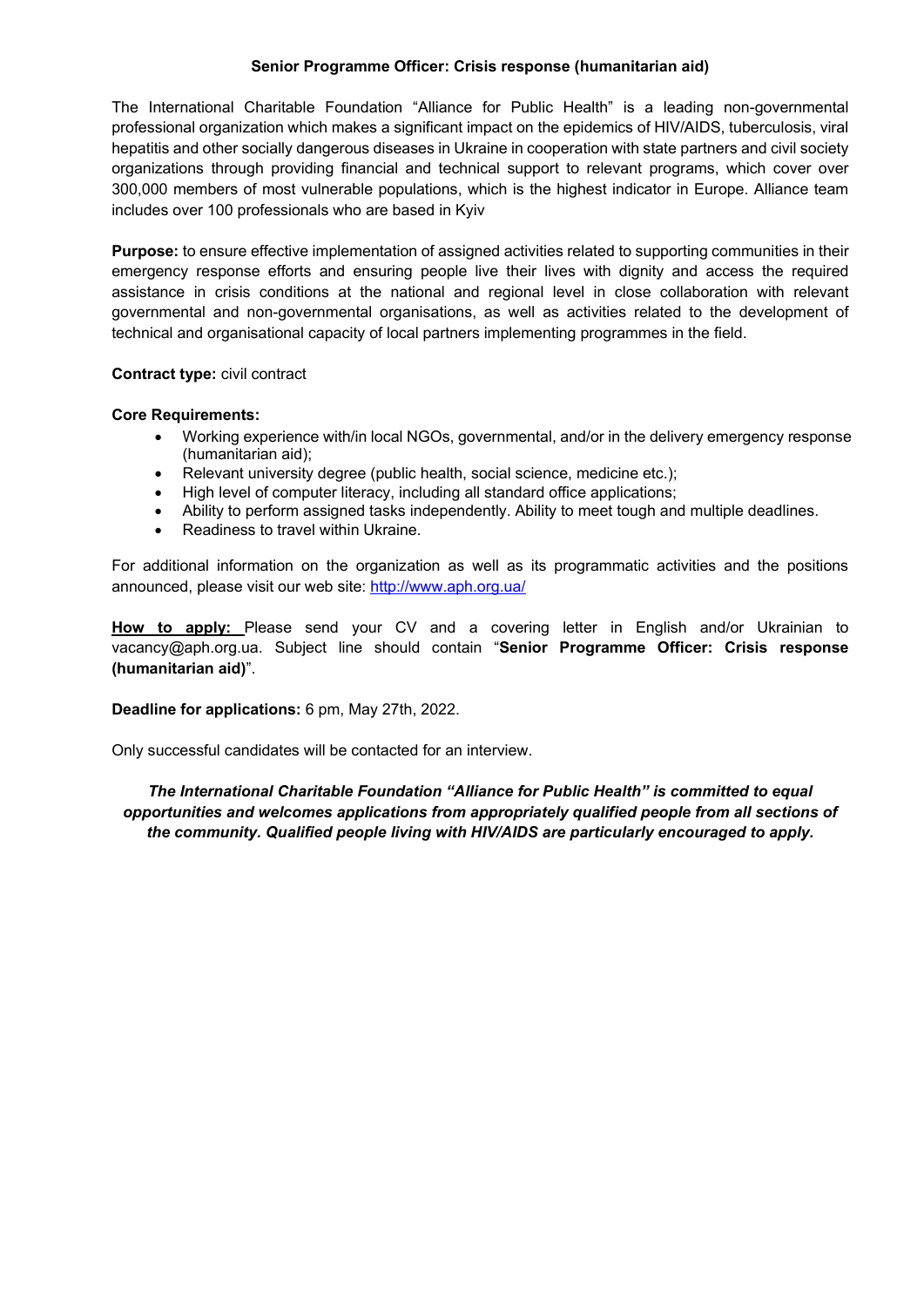# Senior Programme Officer: Crisis response (humanitarian aid)

The International Charitable Foundation "Alliance for Public Health" is a leading non-governmental professional organization which makes a significant impact on the epidemics of HIV/AIDS, tuberculosis, viral hepatitis and other socially dangerous diseases in Ukraine in cooperation with state partners and civil society organizations through providing financial and technical support to relevant programs, which cover over 300,000 members of most vulnerable populations, which is the highest indicator in Europe. Alliance team includes over 100 professionals who are based in Kyiv

**Purpose:** to ensure effective implementation of assigned activities related to supporting communities in their emergency response efforts and ensuring people live their lives with dignity and access the required assistance in crisis conditions at the national and regional level in close collaboration with relevant governmental and non-governmental organisations, as well as activities related to the development of technical and organisational capacity of local partners implementing programmes in the field.

**Contract type:** civil contract

**Core Requirements:**

- Working experience with/in local NGOs, governmental, and/or in the delivery emergency response (humanitarian aid);
- Relevant university degree (public health, social science, medicine etc.);
- High level of computer literacy, including all standard office applications;
- Ability to perform assigned tasks independently. Ability to meet tough and multiple deadlines.
- Readiness to travel within Ukraine.

For additional information on the organization as well as its programmatic activities and the positions announced, please visit our web site: http://www.aph.org.ua/

**How to apply:** Please send your CV and a covering letter in English and/or Ukrainian to vacancy@aph.org.ua. Subject line should contain "**Senior Programme Officer: Crisis response (humanitarian aid)**".

**Deadline for applications:** 6 pm, May 27th, 2022.

Only successful candidates will be contacted for an interview.

***The International Charitable Foundation "Alliance for Public Health" is committed to equal opportunities and welcomes applications from appropriately qualified people from all sections of the community. Qualified people living with HIV/AIDS are particularly encouraged to apply.***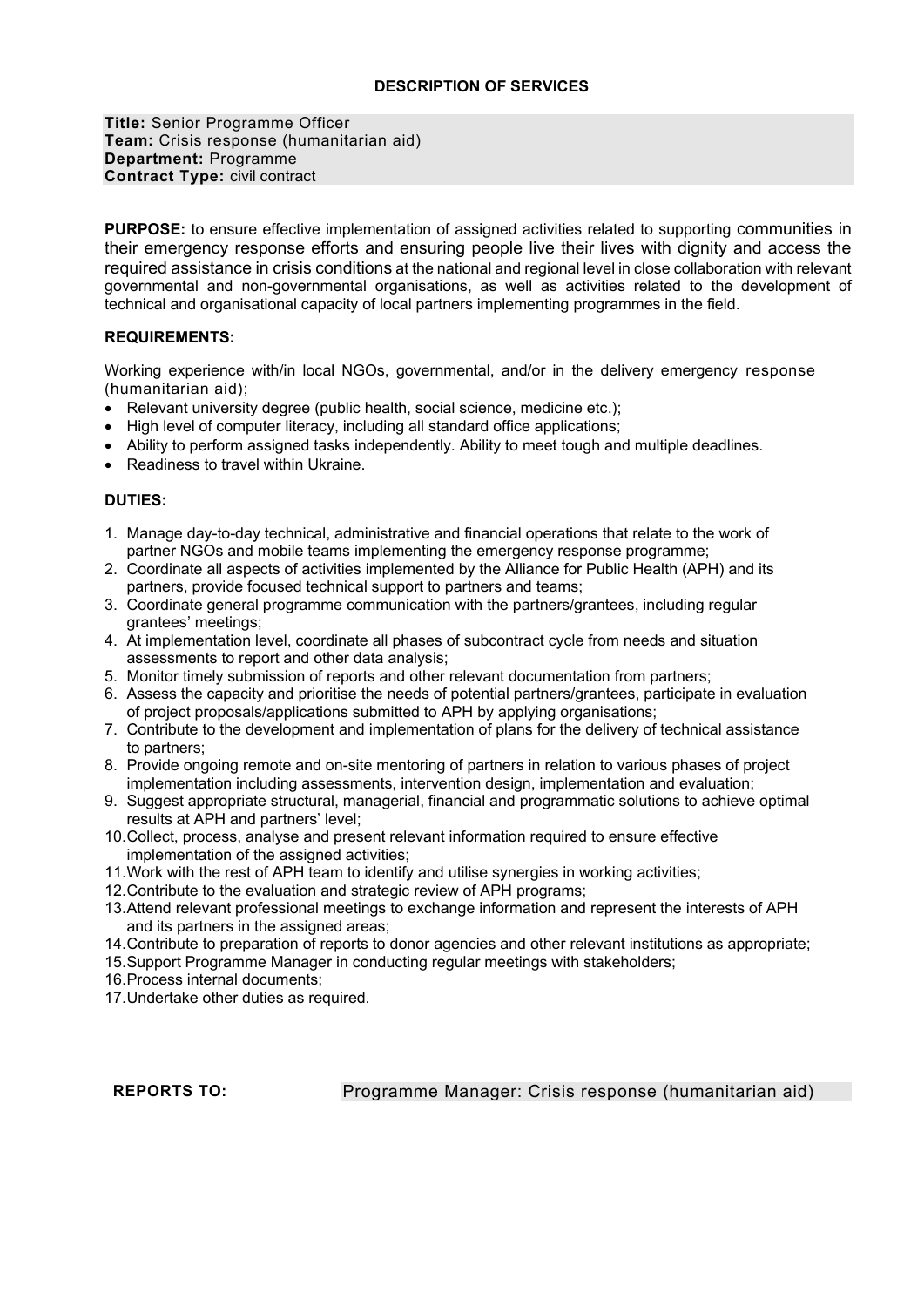## DESCRIPTION OF SERVICES

**Title:** Senior Programme Officer
**Team:** Crisis response (humanitarian aid)
**Department:** Programme
**Contract Type:** civil contract

**PURPOSE:** to ensure effective implementation of assigned activities related to supporting communities in their emergency response efforts and ensuring people live their lives with dignity and access the required assistance in crisis conditions at the national and regional level in close collaboration with relevant governmental and non-governmental organisations, as well as activities related to the development of technical and organisational capacity of local partners implementing programmes in the field.

**REQUIREMENTS:**

Working experience with/in local NGOs, governmental, and/or in the delivery emergency response (humanitarian aid);

- Relevant university degree (public health, social science, medicine etc.);
- High level of computer literacy, including all standard office applications;
- Ability to perform assigned tasks independently. Ability to meet tough and multiple deadlines.
- Readiness to travel within Ukraine.

**DUTIES:**

1. Manage day-to-day technical, administrative and financial operations that relate to the work of partner NGOs and mobile teams implementing the emergency response programme;
2. Coordinate all aspects of activities implemented by the Alliance for Public Health (APH) and its partners, provide focused technical support to partners and teams;
3. Coordinate general programme communication with the partners/grantees, including regular grantees' meetings;
4. At implementation level, coordinate all phases of subcontract cycle from needs and situation assessments to report and other data analysis;
5. Monitor timely submission of reports and other relevant documentation from partners;
6. Assess the capacity and prioritise the needs of potential partners/grantees, participate in evaluation of project proposals/applications submitted to APH by applying organisations;
7. Contribute to the development and implementation of plans for the delivery of technical assistance to partners;
8. Provide ongoing remote and on-site mentoring of partners in relation to various phases of project implementation including assessments, intervention design, implementation and evaluation;
9. Suggest appropriate structural, managerial, financial and programmatic solutions to achieve optimal results at APH and partners' level;
10. Collect, process, analyse and present relevant information required to ensure effective implementation of the assigned activities;
11. Work with the rest of APH team to identify and utilise synergies in working activities;
12. Contribute to the evaluation and strategic review of APH programs;
13. Attend relevant professional meetings to exchange information and represent the interests of APH and its partners in the assigned areas;
14. Contribute to preparation of reports to donor agencies and other relevant institutions as appropriate;
15. Support Programme Manager in conducting regular meetings with stakeholders;
16. Process internal documents;
17. Undertake other duties as required.

**REPORTS TO:** Programme Manager: Crisis response (humanitarian aid)